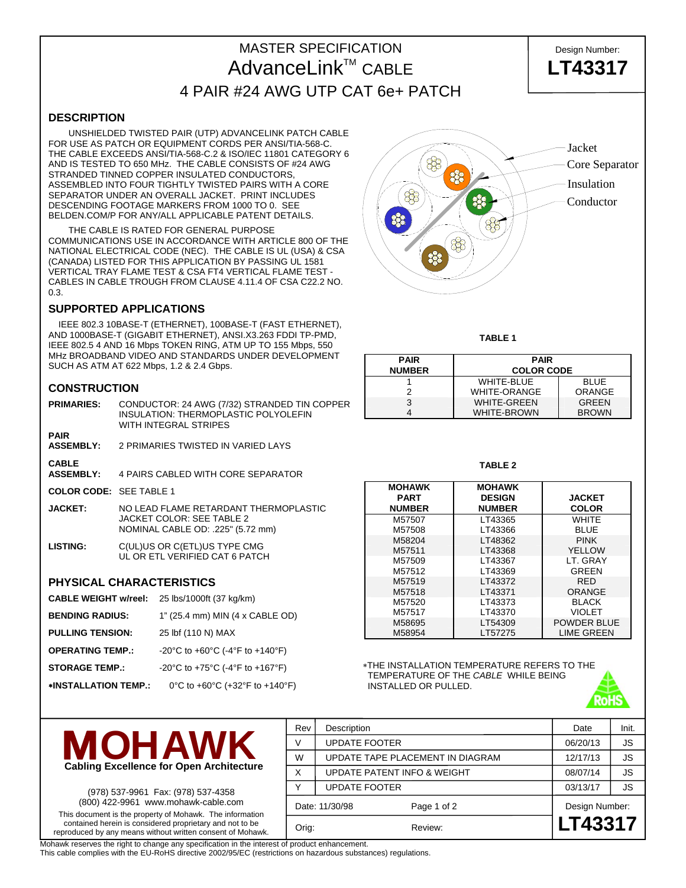# MASTER SPECIFICATION
# AdvanceLink™ CABLE
## 4 PAIR #24 AWG UTP CAT 6e+ PATCH

Design Number: **LT43317**

## DESCRIPTION

UNSHIELDED TWISTED PAIR (UTP) ADVANCELINK PATCH CABLE FOR USE AS PATCH OR EQUIPMENT CORDS PER ANSI/TIA-568-C. THE CABLE EXCEEDS ANSI/TIA-568-C.2 & ISO/IEC 11801 CATEGORY 6 AND IS TESTED TO 650 MHz. THE CABLE CONSISTS OF #24 AWG STRANDED TINNED COPPER INSULATED CONDUCTORS, ASSEMBLED INTO FOUR TIGHTLY TWISTED PAIRS WITH A CORE SEPARATOR UNDER AN OVERALL JACKET. PRINT INCLUDES DESCENDING FOOTAGE MARKERS FROM 1000 TO 0. SEE BELDEN.COM/P FOR ANY/ALL APPLICABLE PATENT DETAILS.

THE CABLE IS RATED FOR GENERAL PURPOSE COMMUNICATIONS USE IN ACCORDANCE WITH ARTICLE 800 OF THE NATIONAL ELECTRICAL CODE (NEC). THE CABLE IS UL (USA) & CSA (CANADA) LISTED FOR THIS APPLICATION BY PASSING UL 1581 VERTICAL TRAY FLAME TEST & CSA FT4 VERTICAL FLAME TEST - CABLES IN CABLE TROUGH FROM CLAUSE 4.11.4 OF CSA C22.2 NO. 0.3.

Jacket
Core Separator
Insulation
Conductor

## SUPPORTED APPLICATIONS

IEEE 802.3 10BASE-T (ETHERNET), 100BASE-T (FAST ETHERNET), AND 1000BASE-T (GIGABIT ETHERNET), ANSI.X3.263 FDDI TP-PMD, IEEE 802.5 4 AND 16 Mbps TOKEN RING, ATM UP TO 155 Mbps, 550 MHz BROADBAND VIDEO AND STANDARDS UNDER DEVELOPMENT SUCH AS ATM AT 622 Mbps, 1.2 & 2.4 Gbps.

## CONSTRUCTION

**PRIMARIES:** CONDUCTOR: 24 AWG (7/32) STRANDED TIN COPPER
INSULATION: THERMOPLASTIC POLYOLEFIN WITH INTEGRAL STRIPES

**PAIR ASSEMBLY:** 2 PRIMARIES TWISTED IN VARIED LAYS

**CABLE ASSEMBLY:** 4 PAIRS CABLED WITH CORE SEPARATOR

**COLOR CODE:** SEE TABLE 1

**JACKET:** NO LEAD FLAME RETARDANT THERMOPLASTIC
JACKET COLOR: SEE TABLE 2
NOMINAL CABLE OD: .225" (5.72 mm)

**LISTING:** C(UL)US OR C(ETL)US TYPE CMG
UL OR ETL VERIFIED CAT 6 PATCH

**TABLE 1**

| PAIR NUMBER | PAIR COLOR CODE | |
|---|---|---|
| 1 | WHITE-BLUE | BLUE |
| 2 | WHITE-ORANGE | ORANGE |
| 3 | WHITE-GREEN | GREEN |
| 4 | WHITE-BROWN | BROWN |

**TABLE 2**

| MOHAWK PART NUMBER | MOHAWK DESIGN NUMBER | JACKET COLOR |
|---|---|---|
| M57507 | LT43365 | WHITE |
| M57508 | LT43366 | BLUE |
| M58204 | LT48362 | PINK |
| M57511 | LT43368 | YELLOW |
| M57509 | LT43367 | LT. GRAY |
| M57512 | LT43369 | GREEN |
| M57519 | LT43372 | RED |
| M57518 | LT43371 | ORANGE |
| M57520 | LT43373 | BLACK |
| M57517 | LT43370 | VIOLET |
| M58695 | LT54309 | POWDER BLUE |
| M58954 | LT57275 | LIME GREEN |

## PHYSICAL CHARACTERISTICS

| | |
|---|---|
| **CABLE WEIGHT w/reel:** | 25 lbs/1000ft (37 kg/km) |
| **BENDING RADIUS:** | 1" (25.4 mm) MIN (4 x CABLE OD) |
| **PULLING TENSION:** | 25 lbf (110 N) MAX |
| **OPERATING TEMP.:** | -20°C to +60°C (-4°F to +140°F) |
| **STORAGE TEMP.:** | -20°C to +75°C (-4°F to +167°F) |
| ***INSTALLATION TEMP.:** | 0°C to +60°C (+32°F to +140°F) |

*THE INSTALLATION TEMPERATURE REFERS TO THE TEMPERATURE OF THE *CABLE* WHILE BEING INSTALLED OR PULLED.

RoHS

**MOHAWK**
**Cabling Excellence for Open Architecture**

(978) 537-9961 Fax: (978) 537-4358
(800) 422-9961 www.mohawk-cable.com

This document is the property of Mohawk. The information contained herein is considered proprietary and not to be reproduced by any means without written consent of Mohawk.

| Rev | Description | Date | Init. |
|---|---|---|---|
| V | UPDATE FOOTER | 06/20/13 | JS |
| W | UPDATE TAPE PLACEMENT IN DIAGRAM | 12/17/13 | JS |
| X | UPDATE PATENT INFO & WEIGHT | 08/07/14 | JS |
| Y | UPDATE FOOTER | 03/13/17 | JS |

Date: 11/30/98
Orig: Review:
Design Number: **LT43317**

Mohawk reserves the right to change any specification in the interest of product enhancement.
This cable complies with the EU-RoHS directive 2002/95/EC (restrictions on hazardous substances) regulations.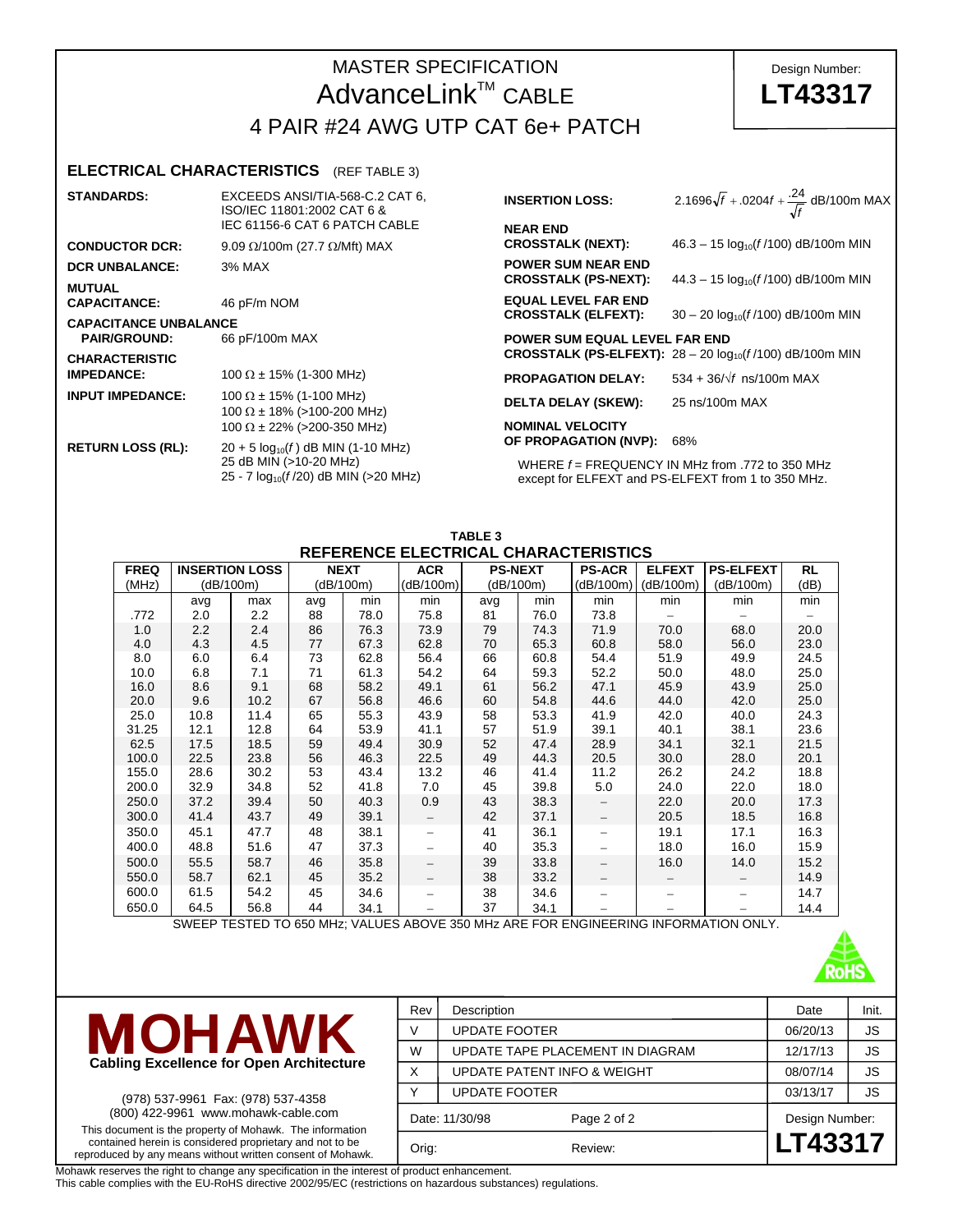# MASTER SPECIFICATION
## AdvanceLink™ CABLE
## 4 PAIR #24 AWG UTP CAT 6e+ PATCH

Design Number: **LT43317**

### ELECTRICAL CHARACTERISTICS (REF TABLE 3)

**STANDARDS:** EXCEEDS ANSI/TIA-568-C.2 CAT 6, ISO/IEC 11801:2002 CAT 6 & IEC 61156-6 CAT 6 PATCH CABLE

**CONDUCTOR DCR:** 9.09 Ω/100m (27.7 Ω/Mft) MAX

**DCR UNBALANCE:** 3% MAX

**MUTUAL CAPACITANCE:** 46 pF/m NOM

**CAPACITANCE UNBALANCE PAIR/GROUND:** 66 pF/100m MAX

**CHARACTERISTIC IMPEDANCE:** 100 Ω ± 15% (1-300 MHz)

**INPUT IMPEDANCE:** 100 Ω ± 15% (1-100 MHz)
100 Ω ± 18% (>100-200 MHz)
100 Ω ± 22% (>200-350 MHz)

**RETURN LOSS (RL):** $20 + 5 \log_{10}(f)$ dB MIN (1-10 MHz)
25 dB MIN (>10-20 MHz)
$25 - 7 \log_{10}(f/20)$ dB MIN (>20 MHz)

**INSERTION LOSS:** $2.1696\sqrt{f} + .0204f + \frac{.24}{\sqrt{f}}$ dB/100m MAX

**NEAR END CROSSTALK (NEXT):** $46.3 - 15 \log_{10}(f/100)$ dB/100m MIN

**POWER SUM NEAR END CROSSTALK (PS-NEXT):** $44.3 - 15 \log_{10}(f/100)$ dB/100m MIN

**EQUAL LEVEL FAR END CROSSTALK (ELFEXT):** $30 - 20 \log_{10}(f/100)$ dB/100m MIN

**POWER SUM EQUAL LEVEL FAR END CROSSTALK (PS-ELFEXT):** $28 - 20 \log_{10}(f/100)$ dB/100m MIN

**PROPAGATION DELAY:** $534 + 36/\sqrt{f}$ ns/100m MAX

**DELTA DELAY (SKEW):** 25 ns/100m MAX

**NOMINAL VELOCITY OF PROPAGATION (NVP):** 68%

WHERE $f$ = FREQUENCY IN MHz from .772 to 350 MHz except for ELFEXT and PS-ELFEXT from 1 to 350 MHz.

### TABLE 3
### REFERENCE ELECTRICAL CHARACTERISTICS

| FREQ (MHz) | INSERTION LOSS (dB/100m) | | NEXT (dB/100m) | | ACR (dB/100m) | PS-NEXT (dB/100m) | | PS-ACR (dB/100m) | ELFEXT (dB/100m) | PS-ELFEXT (dB/100m) | RL (dB) |
|---|---|---|---|---|---|---|---|---|---|---|---|
| | avg | max | avg | min | min | avg | min | min | min | min | min |
| .772 | 2.0 | 2.2 | 88 | 78.0 | 75.8 | 81 | 76.0 | 73.8 | – | – | – |
| 1.0 | 2.2 | 2.4 | 86 | 76.3 | 73.9 | 79 | 74.3 | 71.9 | 70.0 | 68.0 | 20.0 |
| 4.0 | 4.3 | 4.5 | 77 | 67.3 | 62.8 | 70 | 65.3 | 60.8 | 58.0 | 56.0 | 23.0 |
| 8.0 | 6.0 | 6.4 | 73 | 62.8 | 56.4 | 66 | 60.8 | 54.4 | 51.9 | 49.9 | 24.5 |
| 10.0 | 6.8 | 7.1 | 71 | 61.3 | 54.2 | 64 | 59.3 | 52.2 | 50.0 | 48.0 | 25.0 |
| 16.0 | 8.6 | 9.1 | 68 | 58.2 | 49.1 | 61 | 56.2 | 47.1 | 45.9 | 43.9 | 25.0 |
| 20.0 | 9.6 | 10.2 | 67 | 56.8 | 46.6 | 60 | 54.8 | 44.6 | 44.0 | 42.0 | 25.0 |
| 25.0 | 10.8 | 11.4 | 65 | 55.3 | 43.9 | 58 | 53.3 | 41.9 | 42.0 | 40.0 | 24.3 |
| 31.25 | 12.1 | 12.8 | 64 | 53.9 | 41.1 | 57 | 51.9 | 39.1 | 40.1 | 38.1 | 23.6 |
| 62.5 | 17.5 | 18.5 | 59 | 49.4 | 30.9 | 52 | 47.4 | 28.9 | 34.1 | 32.1 | 21.5 |
| 100.0 | 22.5 | 23.8 | 56 | 46.3 | 22.5 | 49 | 44.3 | 20.5 | 30.0 | 28.0 | 20.1 |
| 155.0 | 28.6 | 30.2 | 53 | 43.4 | 13.2 | 46 | 41.4 | 11.2 | 26.2 | 24.2 | 18.8 |
| 200.0 | 32.9 | 34.8 | 52 | 41.8 | 7.0 | 45 | 39.8 | 5.0 | 24.0 | 22.0 | 18.0 |
| 250.0 | 37.2 | 39.4 | 50 | 40.3 | 0.9 | 43 | 38.3 | – | 22.0 | 20.0 | 17.3 |
| 300.0 | 41.4 | 43.7 | 49 | 39.1 | – | 42 | 37.1 | – | 20.5 | 18.5 | 16.8 |
| 350.0 | 45.1 | 47.7 | 48 | 38.1 | – | 41 | 36.1 | – | 19.1 | 17.1 | 16.3 |
| 400.0 | 48.8 | 51.6 | 47 | 37.3 | – | 40 | 35.3 | – | 18.0 | 16.0 | 15.9 |
| 500.0 | 55.5 | 58.7 | 46 | 35.8 | – | 39 | 33.8 | – | 16.0 | 14.0 | 15.2 |
| 550.0 | 58.7 | 62.1 | 45 | 35.2 | – | 38 | 33.2 | – | – | – | 14.9 |
| 600.0 | 61.5 | 54.2 | 45 | 34.6 | – | 38 | 34.6 | – | – | – | 14.7 |
| 650.0 | 64.5 | 56.8 | 44 | 34.1 | – | 37 | 34.1 | – | – | – | 14.4 |

SWEEP TESTED TO 650 MHz; VALUES ABOVE 350 MHz ARE FOR ENGINEERING INFORMATION ONLY.

RoHS

**MOHAWK**
**Cabling Excellence for Open Architecture**

(978) 537-9961 Fax: (978) 537-4358
(800) 422-9961 www.mohawk-cable.com

This document is the property of Mohawk. The information contained herein is considered proprietary and not to be reproduced by any means without written consent of Mohawk.

| Rev | Description | Date | Init. |
|---|---|---|---|
| V | UPDATE FOOTER | 06/20/13 | JS |
| W | UPDATE TAPE PLACEMENT IN DIAGRAM | 12/17/13 | JS |
| X | UPDATE PATENT INFO & WEIGHT | 08/07/14 | JS |
| Y | UPDATE FOOTER | 03/13/17 | JS |

Date: 11/30/98 | Orig: | Review: | Design Number: **LT43317**

Mohawk reserves the right to change any specification in the interest of product enhancement.
This cable complies with the EU-RoHS directive 2002/95/EC (restrictions on hazardous substances) regulations.